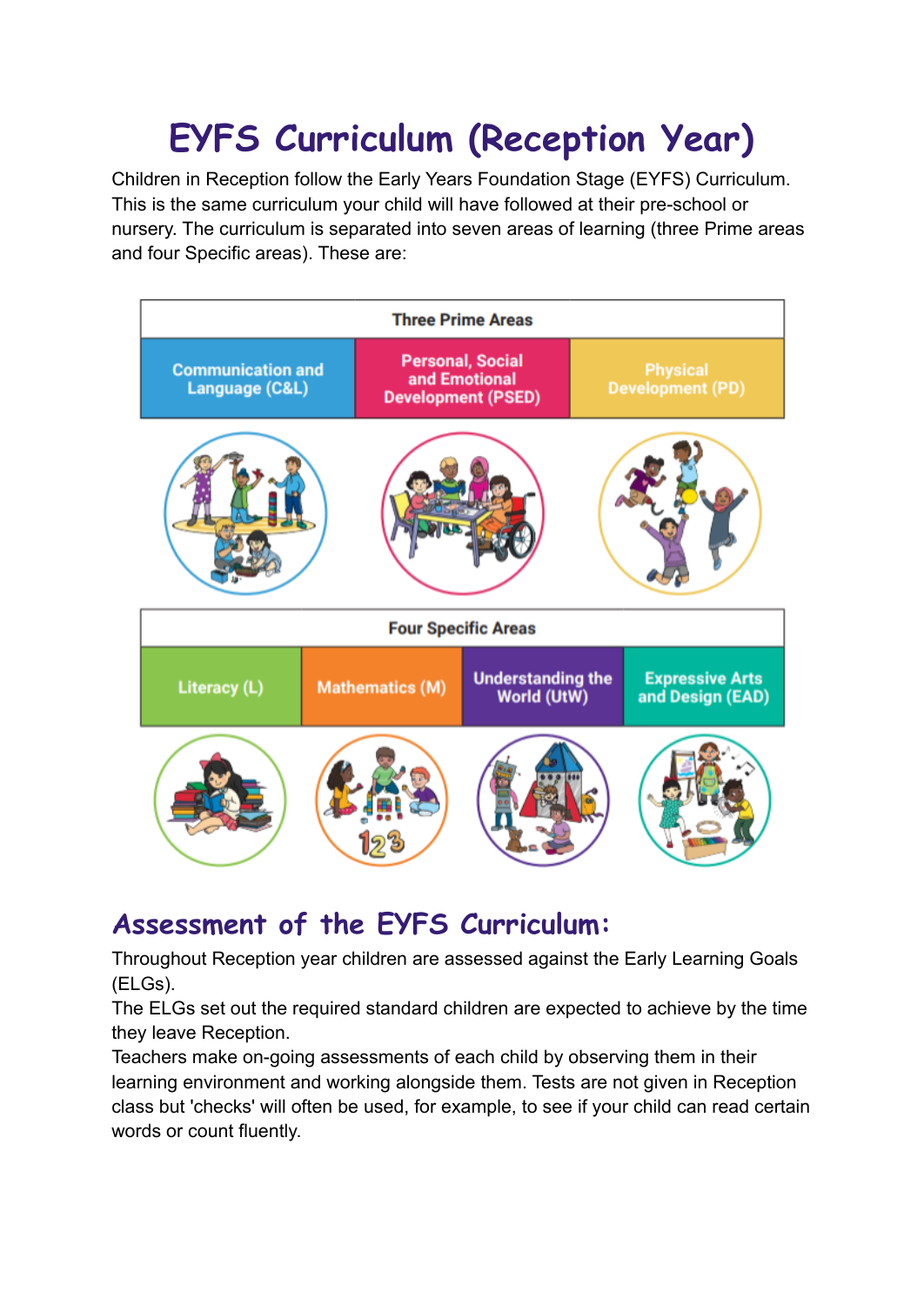# EYFS Curriculum (Reception Year)

Children in Reception follow the Early Years Foundation Stage (EYFS) Curriculum. This is the same curriculum your child will have followed at their pre-school or nursery. The curriculum is separated into seven areas of learning (three Prime areas and four Specific areas). These are:

| Three Prime Areas | | |
|---|---|---|
| Communication and Language (C&L) | Personal, Social and Emotional Development (PSED) | Physical Development (PD) |

| Four Specific Areas | | | |
|---|---|---|---|
| Literacy (L) | Mathematics (M) | Understanding the World (UtW) | Expressive Arts and Design (EAD) |

## Assessment of the EYFS Curriculum:

Throughout Reception year children are assessed against the Early Learning Goals (ELGs).

The ELGs set out the required standard children are expected to achieve by the time they leave Reception.

Teachers make on-going assessments of each child by observing them in their learning environment and working alongside them. Tests are not given in Reception class but 'checks' will often be used, for example, to see if your child can read certain words or count fluently.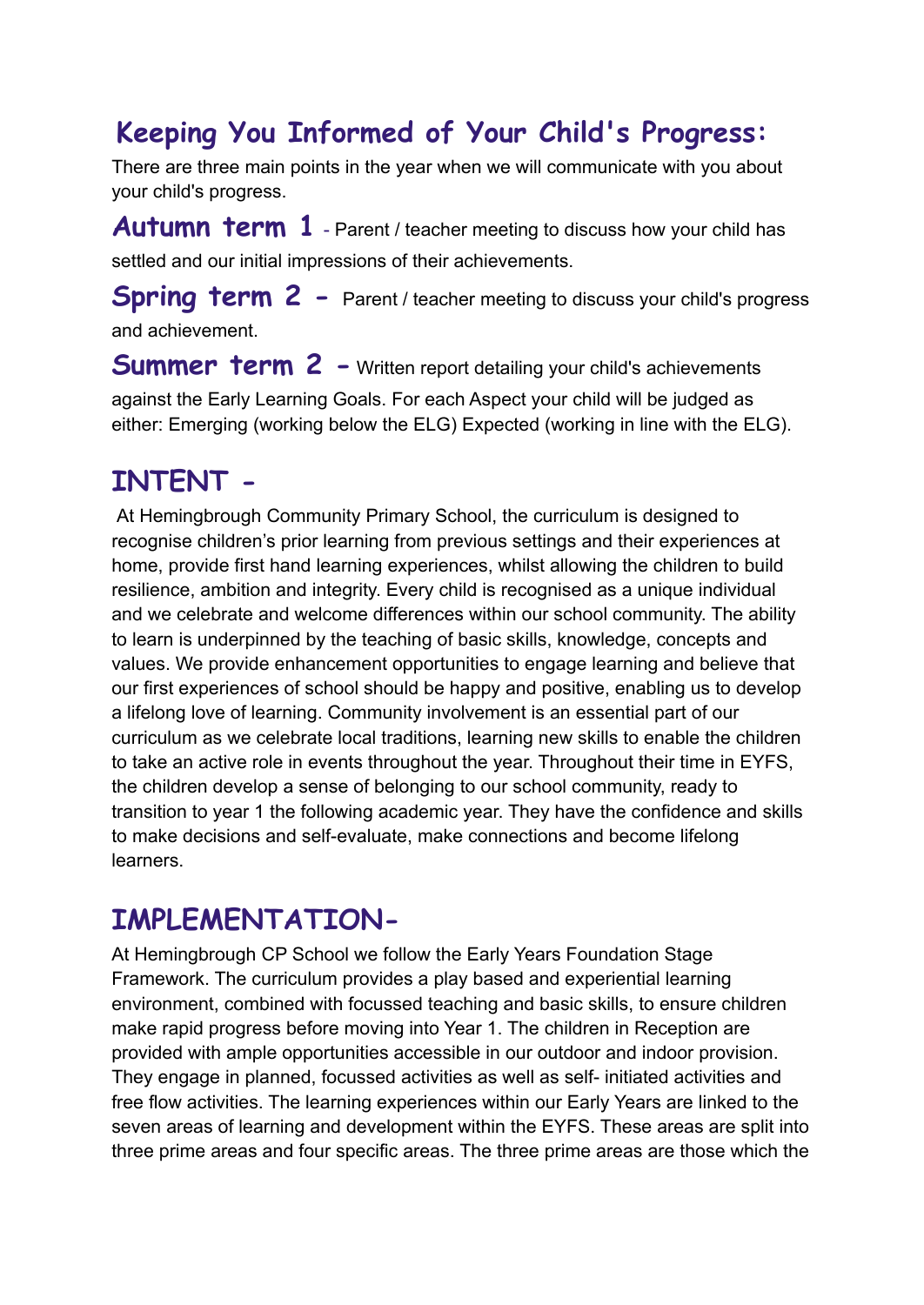## Keeping You Informed of Your Child's Progress:

There are three main points in the year when we will communicate with you about your child's progress.

**Autumn term 1** - Parent / teacher meeting to discuss how your child has settled and our initial impressions of their achievements.

**Spring term 2 -** Parent / teacher meeting to discuss your child's progress and achievement.

**Summer term 2 -** Written report detailing your child's achievements against the Early Learning Goals. For each Aspect your child will be judged as either: Emerging (working below the ELG) Expected (working in line with the ELG).

## INTENT -

At Hemingbrough Community Primary School, the curriculum is designed to recognise children's prior learning from previous settings and their experiences at home, provide first hand learning experiences, whilst allowing the children to build resilience, ambition and integrity. Every child is recognised as a unique individual and we celebrate and welcome differences within our school community. The ability to learn is underpinned by the teaching of basic skills, knowledge, concepts and values. We provide enhancement opportunities to engage learning and believe that our first experiences of school should be happy and positive, enabling us to develop a lifelong love of learning. Community involvement is an essential part of our curriculum as we celebrate local traditions, learning new skills to enable the children to take an active role in events throughout the year. Throughout their time in EYFS, the children develop a sense of belonging to our school community, ready to transition to year 1 the following academic year. They have the confidence and skills to make decisions and self-evaluate, make connections and become lifelong learners.

## IMPLEMENTATION-

At Hemingbrough CP School we follow the Early Years Foundation Stage Framework. The curriculum provides a play based and experiential learning environment, combined with focussed teaching and basic skills, to ensure children make rapid progress before moving into Year 1. The children in Reception are provided with ample opportunities accessible in our outdoor and indoor provision. They engage in planned, focussed activities as well as self- initiated activities and free flow activities. The learning experiences within our Early Years are linked to the seven areas of learning and development within the EYFS. These areas are split into three prime areas and four specific areas. The three prime areas are those which the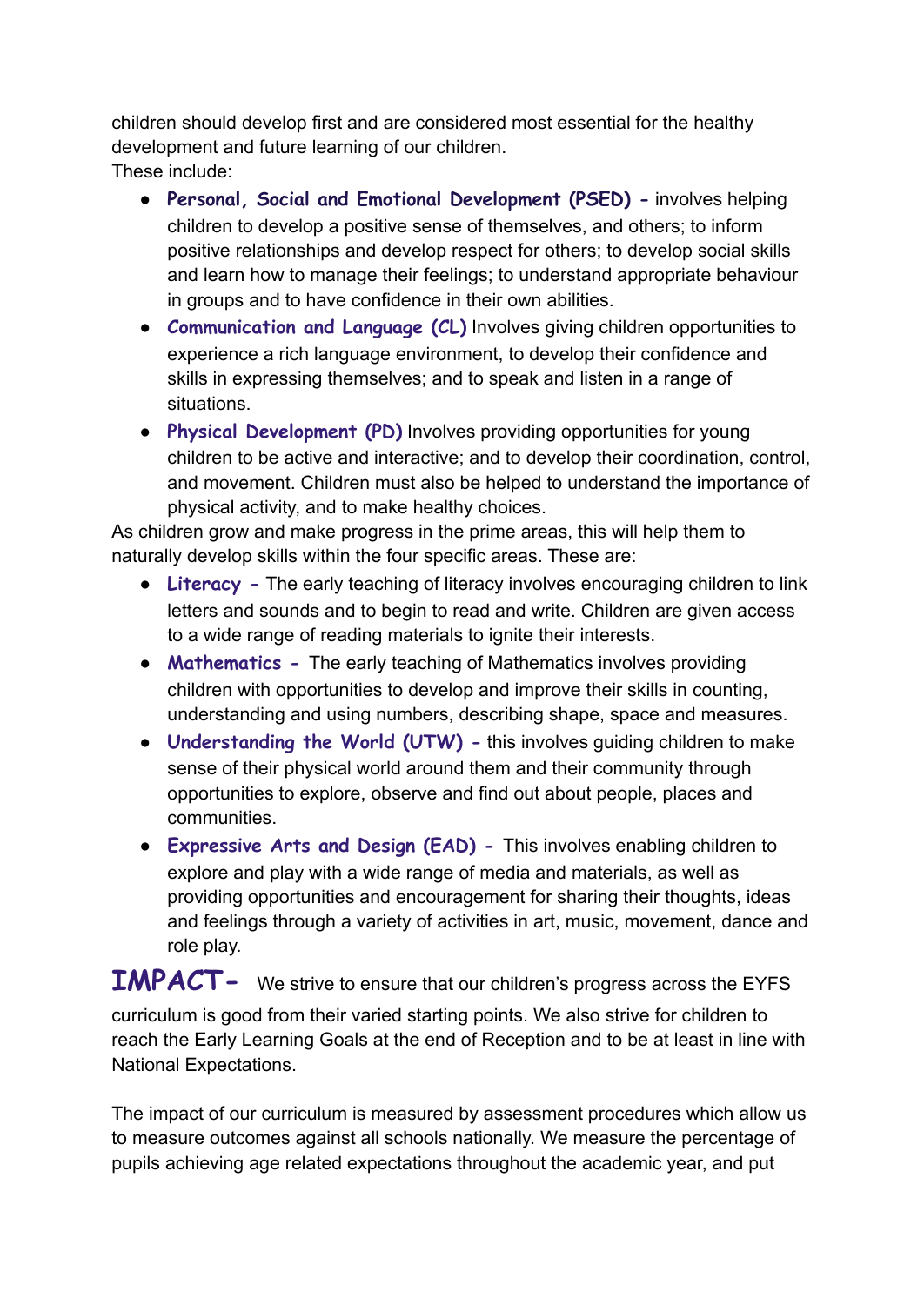children should develop first and are considered most essential for the healthy development and future learning of our children.
These include:

- **Personal, Social and Emotional Development (PSED) -** involves helping children to develop a positive sense of themselves, and others; to inform positive relationships and develop respect for others; to develop social skills and learn how to manage their feelings; to understand appropriate behaviour in groups and to have confidence in their own abilities.
- **Communication and Language (CL)** Involves giving children opportunities to experience a rich language environment, to develop their confidence and skills in expressing themselves; and to speak and listen in a range of situations.
- **Physical Development (PD)** Involves providing opportunities for young children to be active and interactive; and to develop their coordination, control, and movement. Children must also be helped to understand the importance of physical activity, and to make healthy choices.

As children grow and make progress in the prime areas, this will help them to naturally develop skills within the four specific areas. These are:

- **Literacy -** The early teaching of literacy involves encouraging children to link letters and sounds and to begin to read and write. Children are given access to a wide range of reading materials to ignite their interests.
- **Mathematics -** The early teaching of Mathematics involves providing children with opportunities to develop and improve their skills in counting, understanding and using numbers, describing shape, space and measures.
- **Understanding the World (UTW) -** this involves guiding children to make sense of their physical world around them and their community through opportunities to explore, observe and find out about people, places and communities.
- **Expressive Arts and Design (EAD) -** This involves enabling children to explore and play with a wide range of media and materials, as well as providing opportunities and encouragement for sharing their thoughts, ideas and feelings through a variety of activities in art, music, movement, dance and role play.

## IMPACT-

We strive to ensure that our children's progress across the EYFS curriculum is good from their varied starting points. We also strive for children to reach the Early Learning Goals at the end of Reception and to be at least in line with National Expectations.

The impact of our curriculum is measured by assessment procedures which allow us to measure outcomes against all schools nationally. We measure the percentage of pupils achieving age related expectations throughout the academic year, and put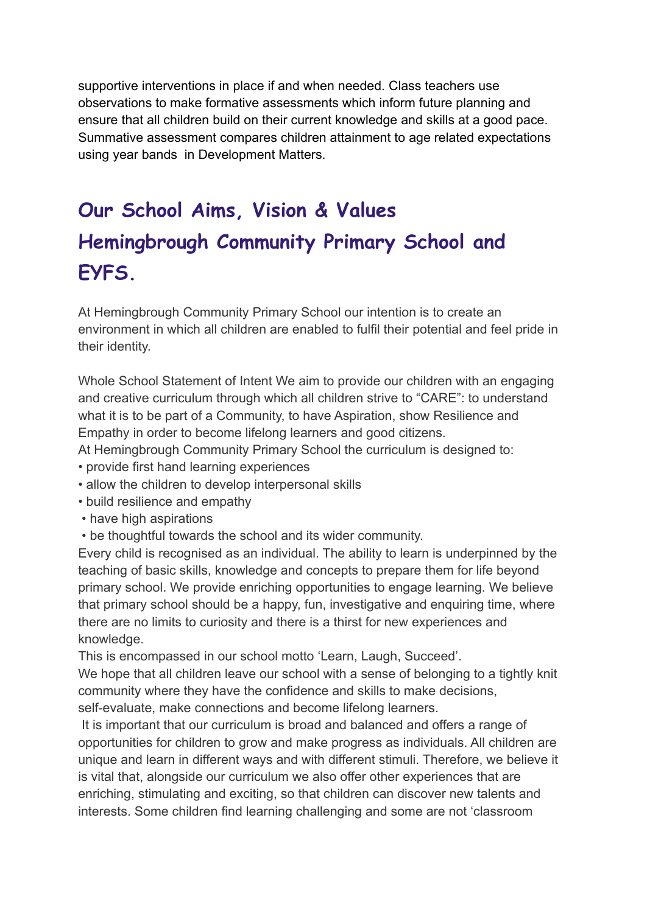supportive interventions in place if and when needed. Class teachers use observations to make formative assessments which inform future planning and ensure that all children build on their current knowledge and skills at a good pace. Summative assessment compares children attainment to age related expectations using year bands  in Development Matters.

## Our School Aims, Vision & Values Hemingbrough Community Primary School and EYFS.

At Hemingbrough Community Primary School our intention is to create an environment in which all children are enabled to fulfil their potential and feel pride in their identity.

Whole School Statement of Intent We aim to provide our children with an engaging and creative curriculum through which all children strive to "CARE": to understand what it is to be part of a Community, to have Aspiration, show Resilience and Empathy in order to become lifelong learners and good citizens.

At Hemingbrough Community Primary School the curriculum is designed to:

- provide first hand learning experiences
- allow the children to develop interpersonal skills
- build resilience and empathy
- have high aspirations
- be thoughtful towards the school and its wider community.

Every child is recognised as an individual. The ability to learn is underpinned by the teaching of basic skills, knowledge and concepts to prepare them for life beyond primary school. We provide enriching opportunities to engage learning. We believe that primary school should be a happy, fun, investigative and enquiring time, where there are no limits to curiosity and there is a thirst for new experiences and knowledge.

This is encompassed in our school motto 'Learn, Laugh, Succeed'.

We hope that all children leave our school with a sense of belonging to a tightly knit community where they have the confidence and skills to make decisions, self-evaluate, make connections and become lifelong learners.

It is important that our curriculum is broad and balanced and offers a range of opportunities for children to grow and make progress as individuals. All children are unique and learn in different ways and with different stimuli. Therefore, we believe it is vital that, alongside our curriculum we also offer other experiences that are enriching, stimulating and exciting, so that children can discover new talents and interests. Some children find learning challenging and some are not 'classroom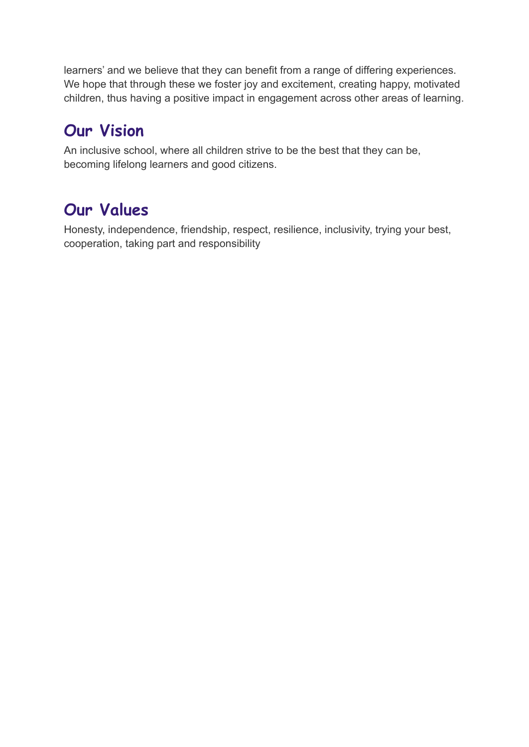learners' and we believe that they can benefit from a range of differing experiences. We hope that through these we foster joy and excitement, creating happy, motivated children, thus having a positive impact in engagement across other areas of learning.

## Our Vision

An inclusive school, where all children strive to be the best that they can be, becoming lifelong learners and good citizens.

## Our Values

Honesty, independence, friendship, respect, resilience, inclusivity, trying your best, cooperation, taking part and responsibility